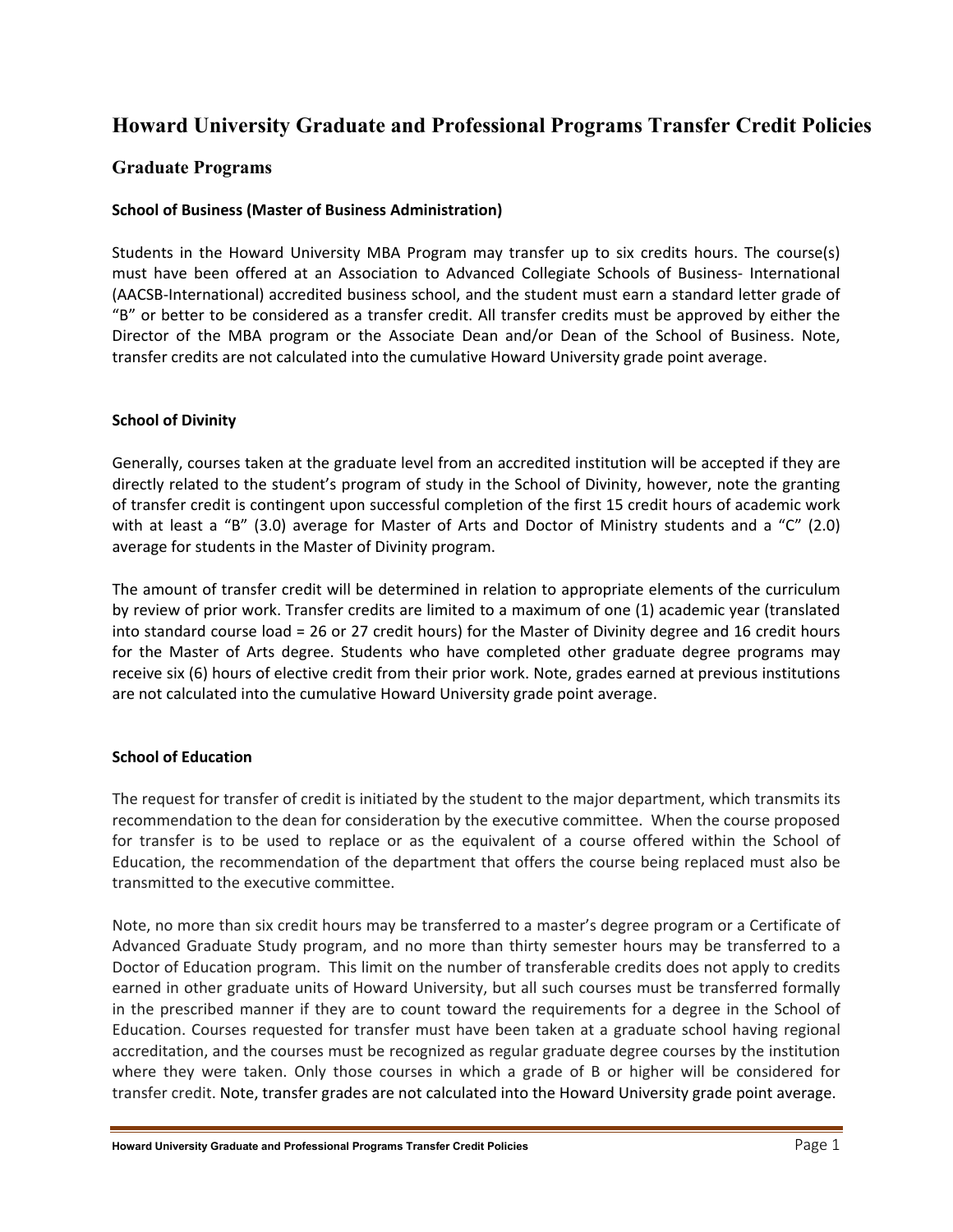# Howard University Graduate and Professional Programs Transfer Credit Policies

## Graduate Programs

### School of Business (Master of Business Administration)

Students in the Howard University MBA Program may transfer up to six credits hours. The course(s) must have been offered at an Association to Advanced Collegiate Schools of Business- International (AACSB-International) accredited business school, and the student must earn a standard letter grade of "B" or better to be considered as a transfer credit. All transfer credits must be approved by either the Director of the MBA program or the Associate Dean and/or Dean of the School of Business. Note, transfer credits are not calculated into the cumulative Howard University grade point average.

### School of Divinity

Generally, courses taken at the graduate level from an accredited institution will be accepted if they are directly related to the student's program of study in the School of Divinity, however, note the granting of transfer credit is contingent upon successful completion of the first 15 credit hours of academic work with at least a "B" (3.0) average for Master of Arts and Doctor of Ministry students and a "C" (2.0) average for students in the Master of Divinity program.

The amount of transfer credit will be determined in relation to appropriate elements of the curriculum by review of prior work. Transfer credits are limited to a maximum of one (1) academic year (translated into standard course load = 26 or 27 credit hours) for the Master of Divinity degree and 16 credit hours for the Master of Arts degree. Students who have completed other graduate degree programs may receive six (6) hours of elective credit from their prior work. Note, grades earned at previous institutions are not calculated into the cumulative Howard University grade point average.

### School of Education

The request for transfer of credit is initiated by the student to the major department, which transmits its recommendation to the dean for consideration by the executive committee. When the course proposed for transfer is to be used to replace or as the equivalent of a course offered within the School of Education, the recommendation of the department that offers the course being replaced must also be transmitted to the executive committee.

Note, no more than six credit hours may be transferred to a master's degree program or a Certificate of Advanced Graduate Study program, and no more than thirty semester hours may be transferred to a Doctor of Education program. This limit on the number of transferable credits does not apply to credits earned in other graduate units of Howard University, but all such courses must be transferred formally in the prescribed manner if they are to count toward the requirements for a degree in the School of Education. Courses requested for transfer must have been taken at a graduate school having regional accreditation, and the courses must be recognized as regular graduate degree courses by the institution where they were taken. Only those courses in which a grade of B or higher will be considered for transfer credit. Note, transfer grades are not calculated into the Howard University grade point average.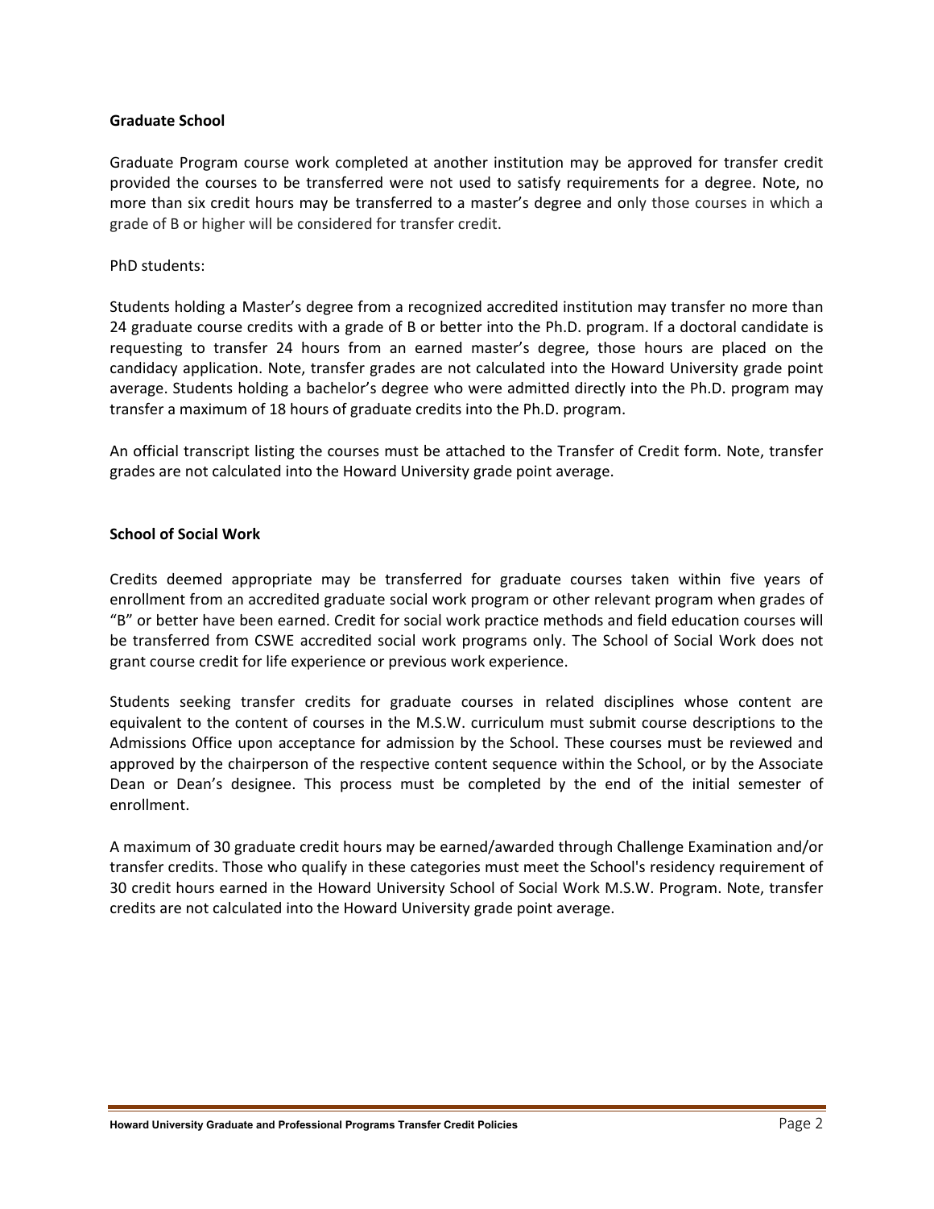## Graduate School

Graduate Program course work completed at another institution may be approved for transfer credit provided the courses to be transferred were not used to satisfy requirements for a degree. Note, no more than six credit hours may be transferred to a master's degree and only those courses in which a grade of B or higher will be considered for transfer credit.

PhD students:

Students holding a Master's degree from a recognized accredited institution may transfer no more than 24 graduate course credits with a grade of B or better into the Ph.D. program. If a doctoral candidate is requesting to transfer 24 hours from an earned master's degree, those hours are placed on the candidacy application. Note, transfer grades are not calculated into the Howard University grade point average. Students holding a bachelor's degree who were admitted directly into the Ph.D. program may transfer a maximum of 18 hours of graduate credits into the Ph.D. program.

An official transcript listing the courses must be attached to the Transfer of Credit form. Note, transfer grades are not calculated into the Howard University grade point average.

## School of Social Work

Credits deemed appropriate may be transferred for graduate courses taken within five years of enrollment from an accredited graduate social work program or other relevant program when grades of "B" or better have been earned. Credit for social work practice methods and field education courses will be transferred from CSWE accredited social work programs only. The School of Social Work does not grant course credit for life experience or previous work experience.

Students seeking transfer credits for graduate courses in related disciplines whose content are equivalent to the content of courses in the M.S.W. curriculum must submit course descriptions to the Admissions Office upon acceptance for admission by the School. These courses must be reviewed and approved by the chairperson of the respective content sequence within the School, or by the Associate Dean or Dean's designee. This process must be completed by the end of the initial semester of enrollment.

A maximum of 30 graduate credit hours may be earned/awarded through Challenge Examination and/or transfer credits. Those who qualify in these categories must meet the School's residency requirement of 30 credit hours earned in the Howard University School of Social Work M.S.W. Program. Note, transfer credits are not calculated into the Howard University grade point average.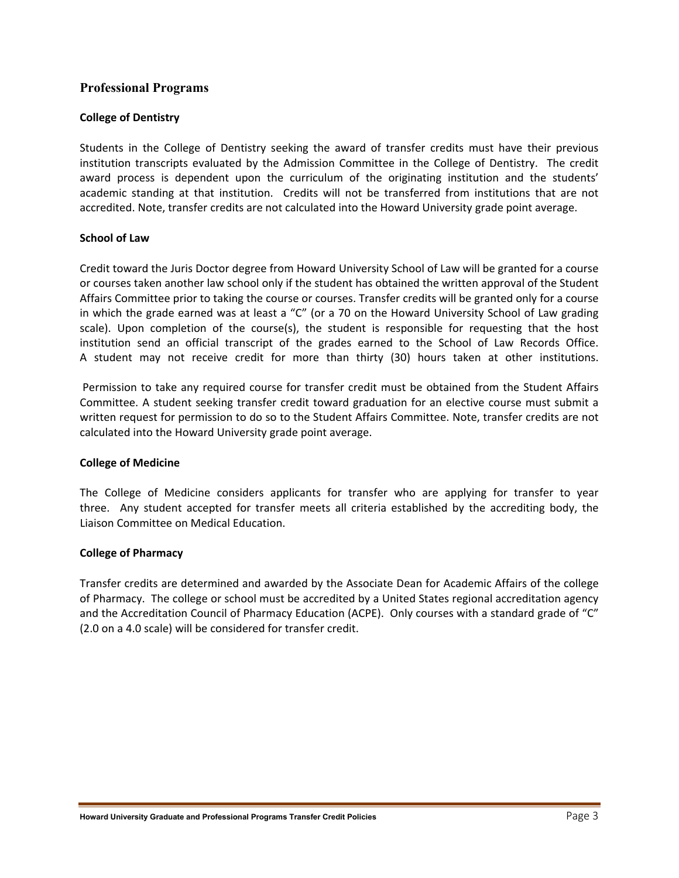## Professional Programs

### College of Dentistry

Students in the College of Dentistry seeking the award of transfer credits must have their previous institution transcripts evaluated by the Admission Committee in the College of Dentistry. The credit award process is dependent upon the curriculum of the originating institution and the students' academic standing at that institution. Credits will not be transferred from institutions that are not accredited. Note, transfer credits are not calculated into the Howard University grade point average.

### School of Law

Credit toward the Juris Doctor degree from Howard University School of Law will be granted for a course or courses taken another law school only if the student has obtained the written approval of the Student Affairs Committee prior to taking the course or courses. Transfer credits will be granted only for a course in which the grade earned was at least a "C" (or a 70 on the Howard University School of Law grading scale). Upon completion of the course(s), the student is responsible for requesting that the host institution send an official transcript of the grades earned to the School of Law Records Office. A student may not receive credit for more than thirty (30) hours taken at other institutions.

Permission to take any required course for transfer credit must be obtained from the Student Affairs Committee. A student seeking transfer credit toward graduation for an elective course must submit a written request for permission to do so to the Student Affairs Committee. Note, transfer credits are not calculated into the Howard University grade point average.

### College of Medicine

The College of Medicine considers applicants for transfer who are applying for transfer to year three. Any student accepted for transfer meets all criteria established by the accrediting body, the Liaison Committee on Medical Education.

### College of Pharmacy

Transfer credits are determined and awarded by the Associate Dean for Academic Affairs of the college of Pharmacy. The college or school must be accredited by a United States regional accreditation agency and the Accreditation Council of Pharmacy Education (ACPE). Only courses with a standard grade of "C" (2.0 on a 4.0 scale) will be considered for transfer credit.